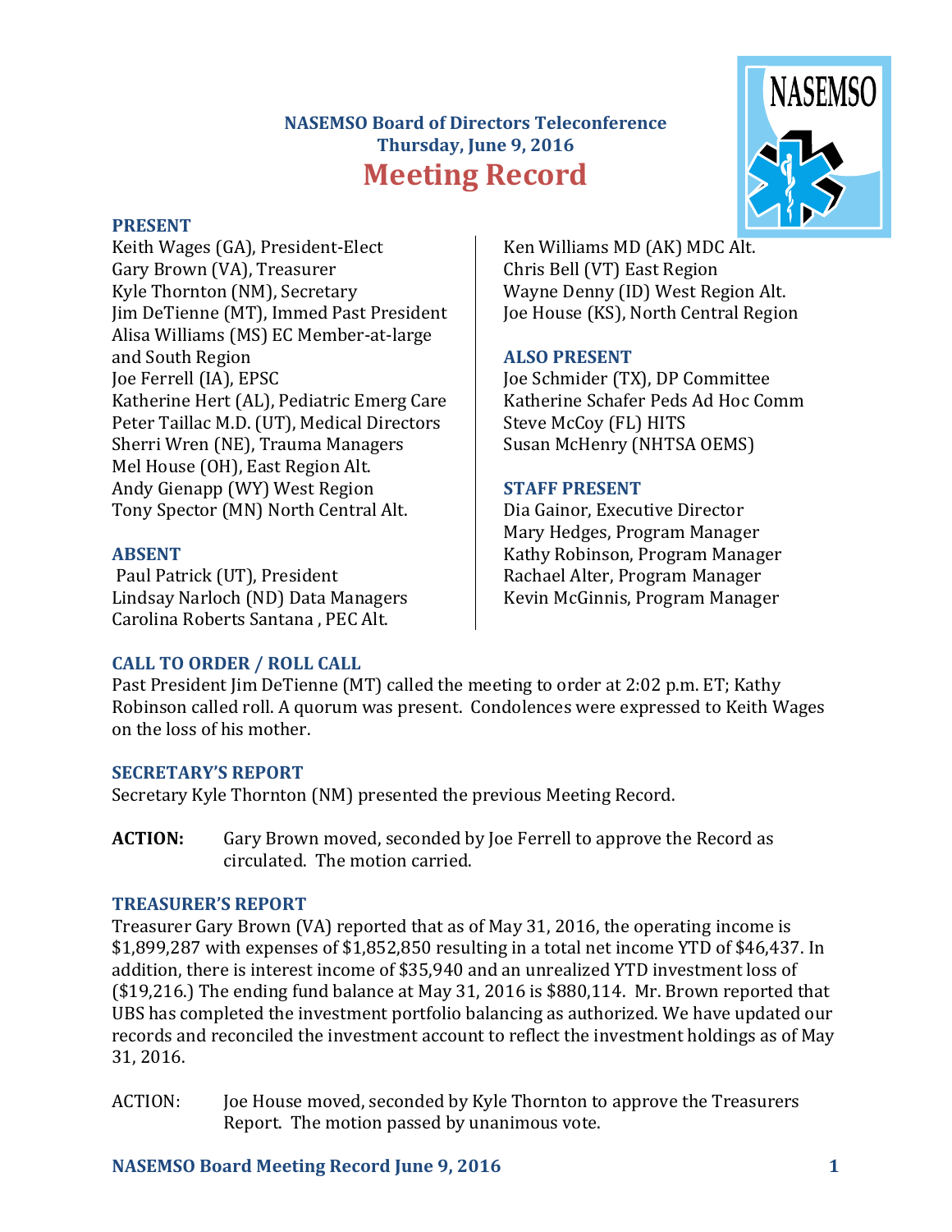# NASEMSO Board of Directors Teleconference
## Thursday, June 9, 2016
# Meeting Record

### PRESENT

Keith Wages (GA), President-Elect
Gary Brown (VA), Treasurer
Kyle Thornton (NM), Secretary
Jim DeTienne (MT), Immed Past President
Alisa Williams (MS) EC Member-at-large and South Region
Joe Ferrell (IA), EPSC
Katherine Hert (AL), Pediatric Emerg Care
Peter Taillac M.D. (UT), Medical Directors
Sherri Wren (NE), Trauma Managers
Mel House (OH), East Region Alt.
Andy Gienapp (WY) West Region
Tony Spector (MN) North Central Alt.
Ken Williams MD (AK) MDC Alt.
Chris Bell (VT) East Region
Wayne Denny (ID) West Region Alt.
Joe House (KS), North Central Region

### ABSENT

Paul Patrick (UT), President
Lindsay Narloch (ND) Data Managers
Carolina Roberts Santana , PEC Alt.

### ALSO PRESENT

Joe Schmider (TX), DP Committee
Katherine Schafer Peds Ad Hoc Comm
Steve McCoy (FL) HITS
Susan McHenry (NHTSA OEMS)

### STAFF PRESENT

Dia Gainor, Executive Director
Mary Hedges, Program Manager
Kathy Robinson, Program Manager
Rachael Alter, Program Manager
Kevin McGinnis, Program Manager

### CALL TO ORDER / ROLL CALL

Past President Jim DeTienne (MT) called the meeting to order at 2:02 p.m. ET; Kathy Robinson called roll. A quorum was present. Condolences were expressed to Keith Wages on the loss of his mother.

### SECRETARY'S REPORT

Secretary Kyle Thornton (NM) presented the previous Meeting Record.

**ACTION:** Gary Brown moved, seconded by Joe Ferrell to approve the Record as circulated. The motion carried.

### TREASURER'S REPORT

Treasurer Gary Brown (VA) reported that as of May 31, 2016, the operating income is $1,899,287 with expenses of $1,852,850 resulting in a total net income YTD of $46,437. In addition, there is interest income of $35,940 and an unrealized YTD investment loss of ($19,216.) The ending fund balance at May 31, 2016 is $880,114. Mr. Brown reported that UBS has completed the investment portfolio balancing as authorized. We have updated our records and reconciled the investment account to reflect the investment holdings as of May 31, 2016.

ACTION: Joe House moved, seconded by Kyle Thornton to approve the Treasurers Report. The motion passed by unanimous vote.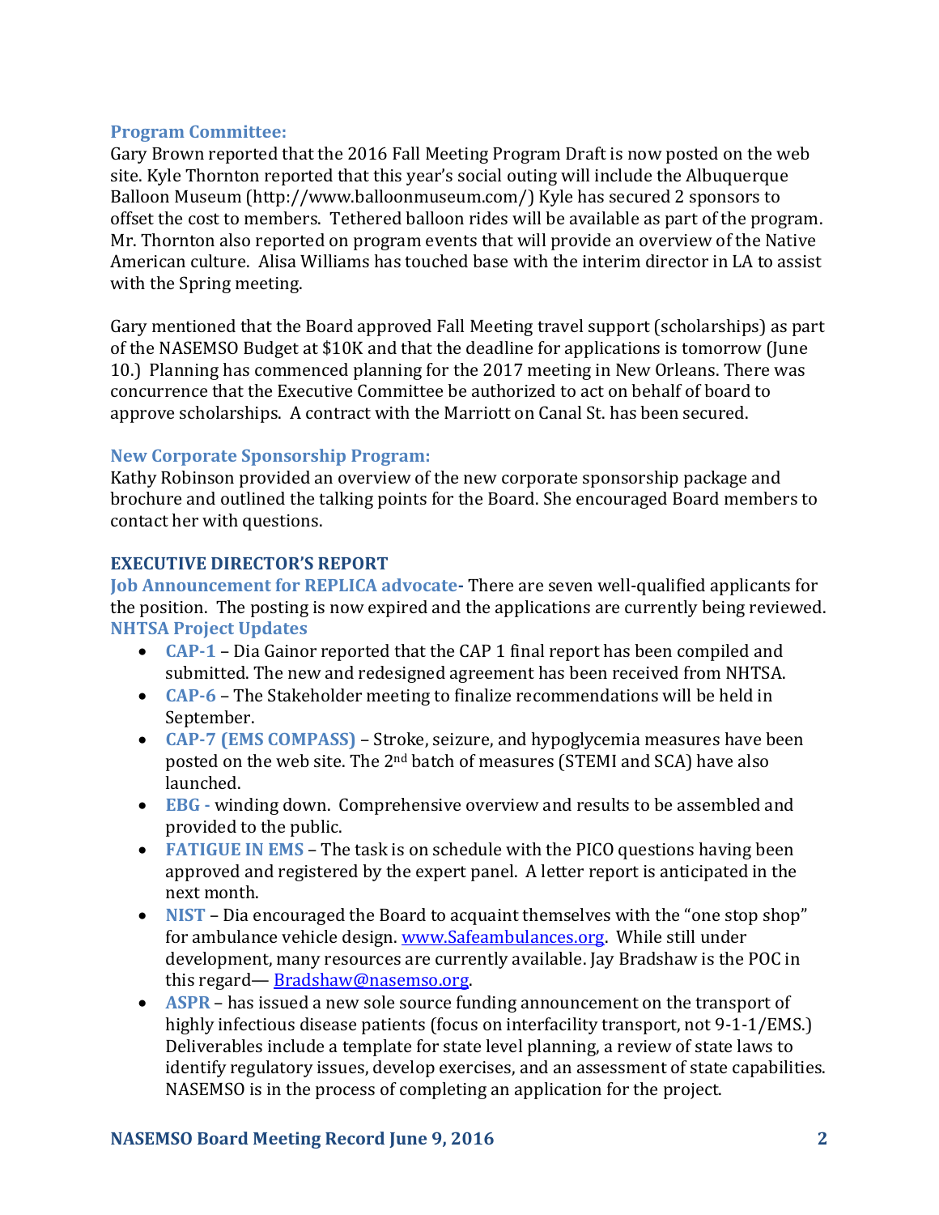### Program Committee:

Gary Brown reported that the 2016 Fall Meeting Program Draft is now posted on the web site. Kyle Thornton reported that this year's social outing will include the Albuquerque Balloon Museum (http://www.balloonmuseum.com/) Kyle has secured 2 sponsors to offset the cost to members. Tethered balloon rides will be available as part of the program. Mr. Thornton also reported on program events that will provide an overview of the Native American culture. Alisa Williams has touched base with the interim director in LA to assist with the Spring meeting.

Gary mentioned that the Board approved Fall Meeting travel support (scholarships) as part of the NASEMSO Budget at $10K and that the deadline for applications is tomorrow (June 10.) Planning has commenced planning for the 2017 meeting in New Orleans. There was concurrence that the Executive Committee be authorized to act on behalf of board to approve scholarships. A contract with the Marriott on Canal St. has been secured.

### New Corporate Sponsorship Program:

Kathy Robinson provided an overview of the new corporate sponsorship package and brochure and outlined the talking points for the Board. She encouraged Board members to contact her with questions.

## EXECUTIVE DIRECTOR'S REPORT

**Job Announcement for REPLICA advocate-** There are seven well-qualified applicants for the position. The posting is now expired and the applications are currently being reviewed.

**NHTSA Project Updates**

- **CAP-1** – Dia Gainor reported that the CAP 1 final report has been compiled and submitted. The new and redesigned agreement has been received from NHTSA.
- **CAP-6** – The Stakeholder meeting to finalize recommendations will be held in September.
- **CAP-7 (EMS COMPASS)** – Stroke, seizure, and hypoglycemia measures have been posted on the web site. The 2nd batch of measures (STEMI and SCA) have also launched.
- **EBG -** winding down. Comprehensive overview and results to be assembled and provided to the public.
- **FATIGUE IN EMS** – The task is on schedule with the PICO questions having been approved and registered by the expert panel. A letter report is anticipated in the next month.
- **NIST** – Dia encouraged the Board to acquaint themselves with the "one stop shop" for ambulance vehicle design. www.Safeambulances.org. While still under development, many resources are currently available. Jay Bradshaw is the POC in this regard— Bradshaw@nasemso.org.
- **ASPR** – has issued a new sole source funding announcement on the transport of highly infectious disease patients (focus on interfacility transport, not 9-1-1/EMS.) Deliverables include a template for state level planning, a review of state laws to identify regulatory issues, develop exercises, and an assessment of state capabilities. NASEMSO is in the process of completing an application for the project.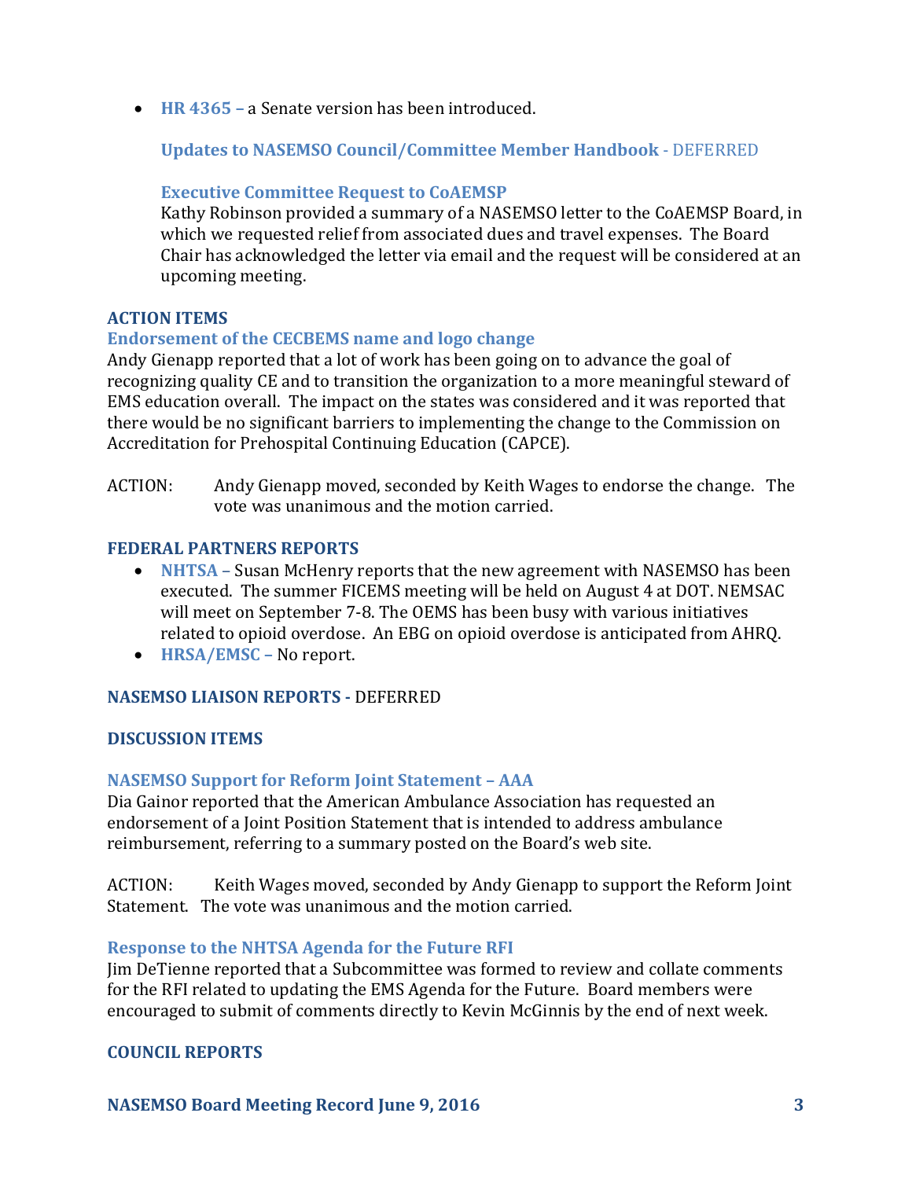- **HR 4365 –** a Senate version has been introduced.

  **Updates to NASEMSO Council/Committee Member Handbook** - DEFERRED

  **Executive Committee Request to CoAEMSP**
  Kathy Robinson provided a summary of a NASEMSO letter to the CoAEMSP Board, in which we requested relief from associated dues and travel expenses. The Board Chair has acknowledged the letter via email and the request will be considered at an upcoming meeting.

## ACTION ITEMS

### Endorsement of the CECBEMS name and logo change

Andy Gienapp reported that a lot of work has been going on to advance the goal of recognizing quality CE and to transition the organization to a more meaningful steward of EMS education overall. The impact on the states was considered and it was reported that there would be no significant barriers to implementing the change to the Commission on Accreditation for Prehospital Continuing Education (CAPCE).

ACTION: Andy Gienapp moved, seconded by Keith Wages to endorse the change. The vote was unanimous and the motion carried.

## FEDERAL PARTNERS REPORTS

- **NHTSA –** Susan McHenry reports that the new agreement with NASEMSO has been executed. The summer FICEMS meeting will be held on August 4 at DOT. NEMSAC will meet on September 7-8. The OEMS has been busy with various initiatives related to opioid overdose. An EBG on opioid overdose is anticipated from AHRQ.
- **HRSA/EMSC –** No report.

## NASEMSO LIAISON REPORTS - DEFERRED

## DISCUSSION ITEMS

### NASEMSO Support for Reform Joint Statement – AAA

Dia Gainor reported that the American Ambulance Association has requested an endorsement of a Joint Position Statement that is intended to address ambulance reimbursement, referring to a summary posted on the Board's web site.

ACTION: Keith Wages moved, seconded by Andy Gienapp to support the Reform Joint Statement. The vote was unanimous and the motion carried.

### Response to the NHTSA Agenda for the Future RFI

Jim DeTienne reported that a Subcommittee was formed to review and collate comments for the RFI related to updating the EMS Agenda for the Future. Board members were encouraged to submit of comments directly to Kevin McGinnis by the end of next week.

## COUNCIL REPORTS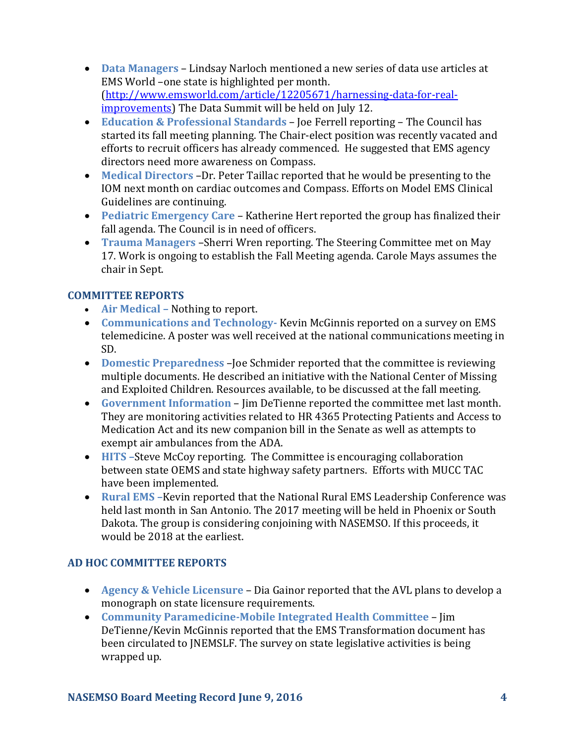- **Data Managers** – Lindsay Narloch mentioned a new series of data use articles at EMS World –one state is highlighted per month. (http://www.emsworld.com/article/12205671/harnessing-data-for-real-improvements) The Data Summit will be held on July 12.
- **Education & Professional Standards** – Joe Ferrell reporting – The Council has started its fall meeting planning. The Chair-elect position was recently vacated and efforts to recruit officers has already commenced. He suggested that EMS agency directors need more awareness on Compass.
- **Medical Directors** –Dr. Peter Taillac reported that he would be presenting to the IOM next month on cardiac outcomes and Compass. Efforts on Model EMS Clinical Guidelines are continuing.
- **Pediatric Emergency Care** – Katherine Hert reported the group has finalized their fall agenda. The Council is in need of officers.
- **Trauma Managers** –Sherri Wren reporting. The Steering Committee met on May 17. Work is ongoing to establish the Fall Meeting agenda. Carole Mays assumes the chair in Sept.

## COMMITTEE REPORTS

- **Air Medical** – Nothing to report.
- **Communications and Technology**- Kevin McGinnis reported on a survey on EMS telemedicine. A poster was well received at the national communications meeting in SD.
- **Domestic Preparedness** –Joe Schmider reported that the committee is reviewing multiple documents. He described an initiative with the National Center of Missing and Exploited Children. Resources available, to be discussed at the fall meeting.
- **Government Information** – Jim DeTienne reported the committee met last month. They are monitoring activities related to HR 4365 Protecting Patients and Access to Medication Act and its new companion bill in the Senate as well as attempts to exempt air ambulances from the ADA.
- **HITS** –Steve McCoy reporting. The Committee is encouraging collaboration between state OEMS and state highway safety partners. Efforts with MUCC TAC have been implemented.
- **Rural EMS** –Kevin reported that the National Rural EMS Leadership Conference was held last month in San Antonio. The 2017 meeting will be held in Phoenix or South Dakota. The group is considering conjoining with NASEMSO. If this proceeds, it would be 2018 at the earliest.

## AD HOC COMMITTEE REPORTS

- **Agency & Vehicle Licensure** – Dia Gainor reported that the AVL plans to develop a monograph on state licensure requirements.
- **Community Paramedicine-Mobile Integrated Health Committee** – Jim DeTienne/Kevin McGinnis reported that the EMS Transformation document has been circulated to JNEMSLF. The survey on state legislative activities is being wrapped up.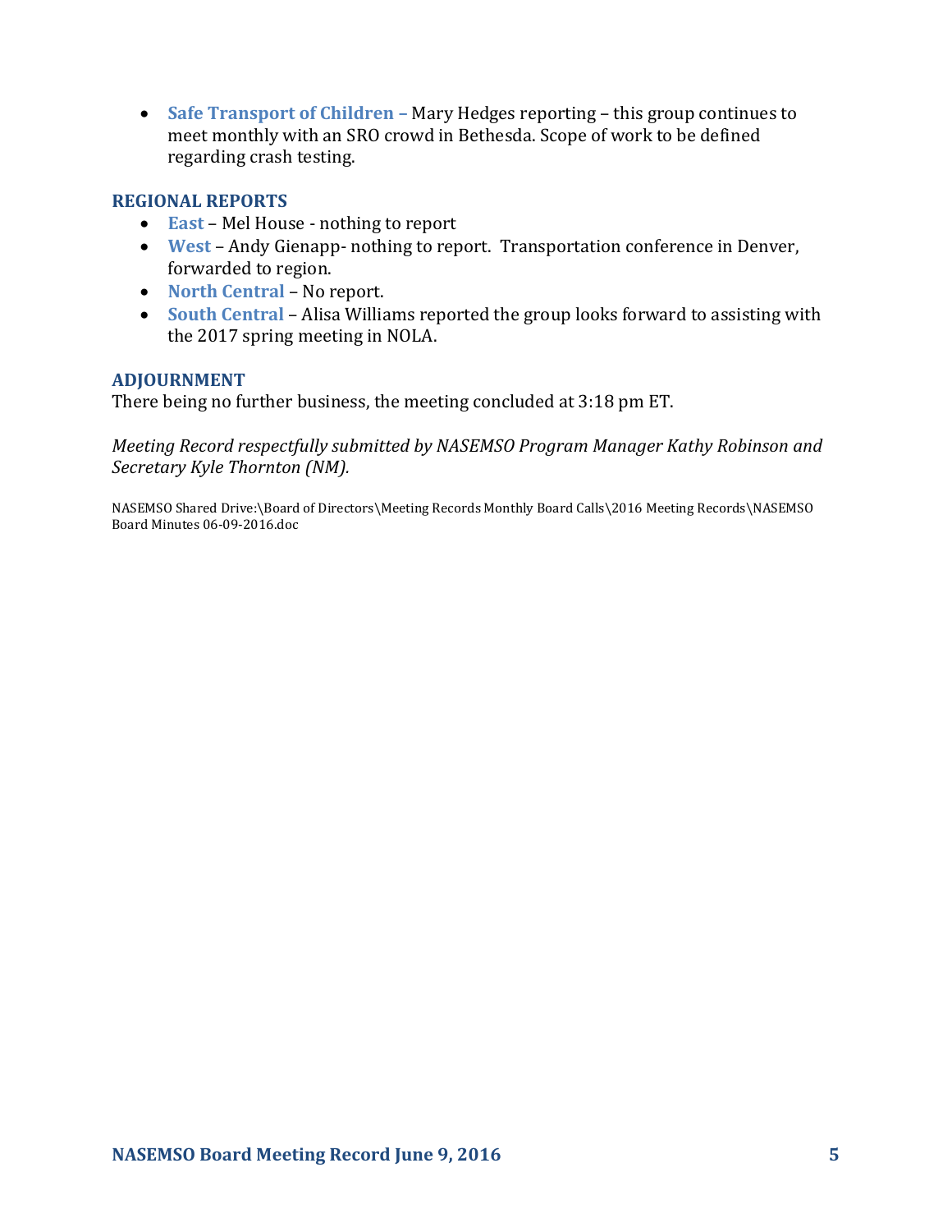- **Safe Transport of Children –** Mary Hedges reporting – this group continues to meet monthly with an SRO crowd in Bethesda. Scope of work to be defined regarding crash testing.

## REGIONAL REPORTS

- **East** – Mel House - nothing to report
- **West** – Andy Gienapp- nothing to report. Transportation conference in Denver, forwarded to region.
- **North Central** – No report.
- **South Central** – Alisa Williams reported the group looks forward to assisting with the 2017 spring meeting in NOLA.

## ADJOURNMENT

There being no further business, the meeting concluded at 3:18 pm ET.

*Meeting Record respectfully submitted by NASEMSO Program Manager Kathy Robinson and Secretary Kyle Thornton (NM).*

NASEMSO Shared Drive:\Board of Directors\Meeting Records Monthly Board Calls\2016 Meeting Records\NASEMSO Board Minutes 06-09-2016.doc